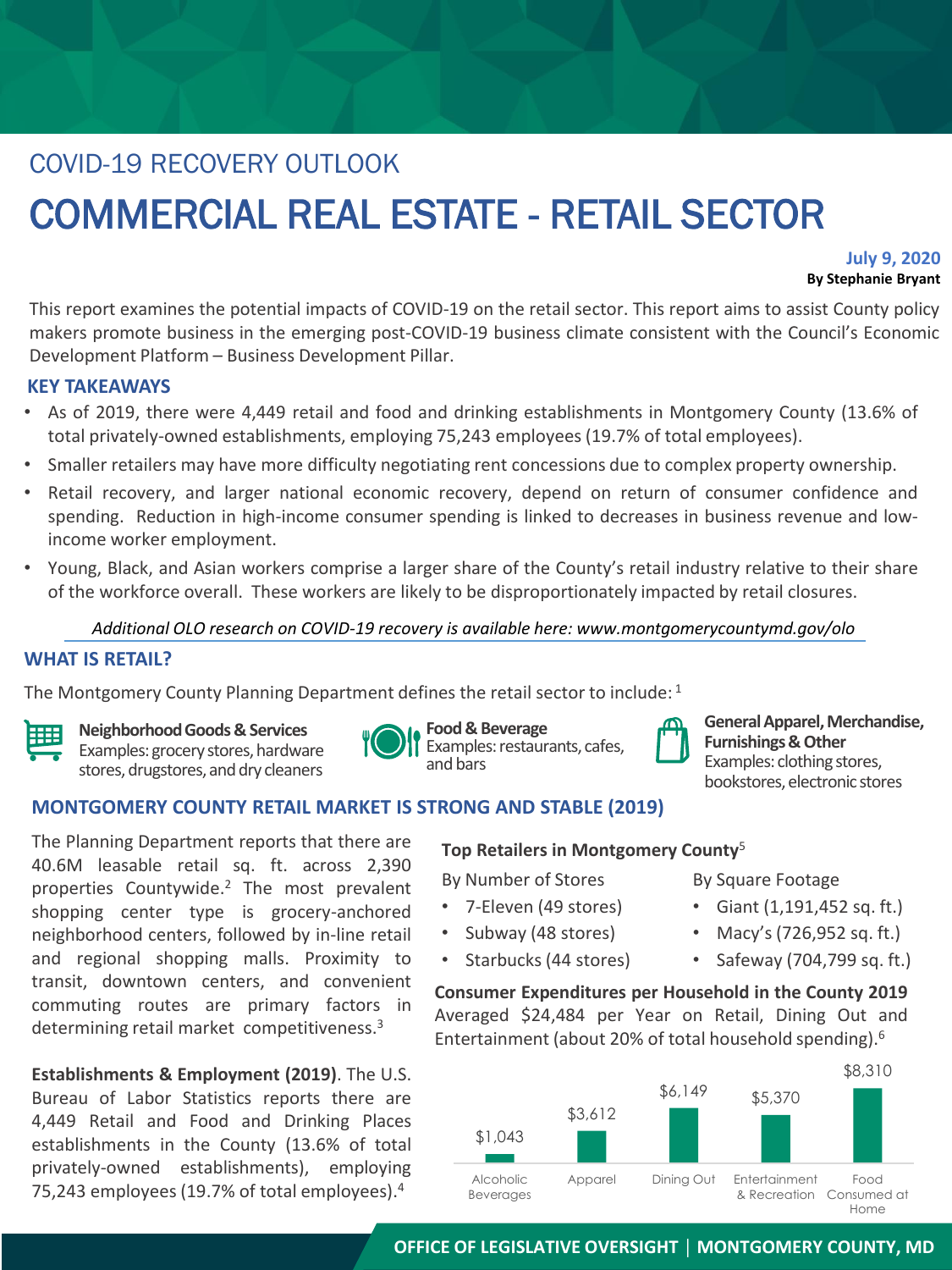COVID-19 RECOVERY OUTLOOK

# COMMERCIAL REAL ESTATE - RETAIL SECTOR

**July 9, 2020**
**By Stephanie Bryant**

This report examines the potential impacts of COVID-19 on the retail sector. This report aims to assist County policy makers promote business in the emerging post-COVID-19 business climate consistent with the Council's Economic Development Platform – Business Development Pillar.

## KEY TAKEAWAYS

- As of 2019, there were 4,449 retail and food and drinking establishments in Montgomery County (13.6% of total privately-owned establishments, employing 75,243 employees (19.7% of total employees).
- Smaller retailers may have more difficulty negotiating rent concessions due to complex property ownership.
- Retail recovery, and larger national economic recovery, depend on return of consumer confidence and spending. Reduction in high-income consumer spending is linked to decreases in business revenue and low-income worker employment.
- Young, Black, and Asian workers comprise a larger share of the County's retail industry relative to their share of the workforce overall. These workers are likely to be disproportionately impacted by retail closures.

*Additional OLO research on COVID-19 recovery is available here: www.montgomerycountymd.gov/olo*

## WHAT IS RETAIL?

The Montgomery County Planning Department defines the retail sector to include:[1]

**Neighborhood Goods & Services**
Examples: grocery stores, hardware stores, drugstores, and dry cleaners

**Food & Beverage**
Examples: restaurants, cafes, and bars

**General Apparel, Merchandise, Furnishings & Other**
Examples: clothing stores, bookstores, electronic stores

## MONTGOMERY COUNTY RETAIL MARKET IS STRONG AND STABLE (2019)

The Planning Department reports that there are 40.6M leasable retail sq. ft. across 2,390 properties Countywide.[2] The most prevalent shopping center type is grocery-anchored neighborhood centers, followed by in-line retail and regional shopping malls. Proximity to transit, downtown centers, and convenient commuting routes are primary factors in determining retail market competitiveness.[3]

**Establishments & Employment (2019)**. The U.S. Bureau of Labor Statistics reports there are 4,449 Retail and Food and Drinking Places establishments in the County (13.6% of total privately-owned establishments), employing 75,243 employees (19.7% of total employees).[4]

**Top Retailers in Montgomery County**[5]

By Number of Stores
- 7-Eleven (49 stores)
- Subway (48 stores)
- Starbucks (44 stores)

By Square Footage
- Giant (1,191,452 sq. ft.)
- Macy's (726,952 sq. ft.)
- Safeway (704,799 sq. ft.)

**Consumer Expenditures per Household in the County 2019** Averaged $24,484 per Year on Retail, Dining Out and Entertainment (about 20% of total household spending).[6]

| Alcoholic Beverages | Apparel | Dining Out | Entertainment & Recreation | Food Consumed at Home |
|---|---|---|---|---|
| $1,043 | $3,612 | $6,149 | $5,370 | $8,310 |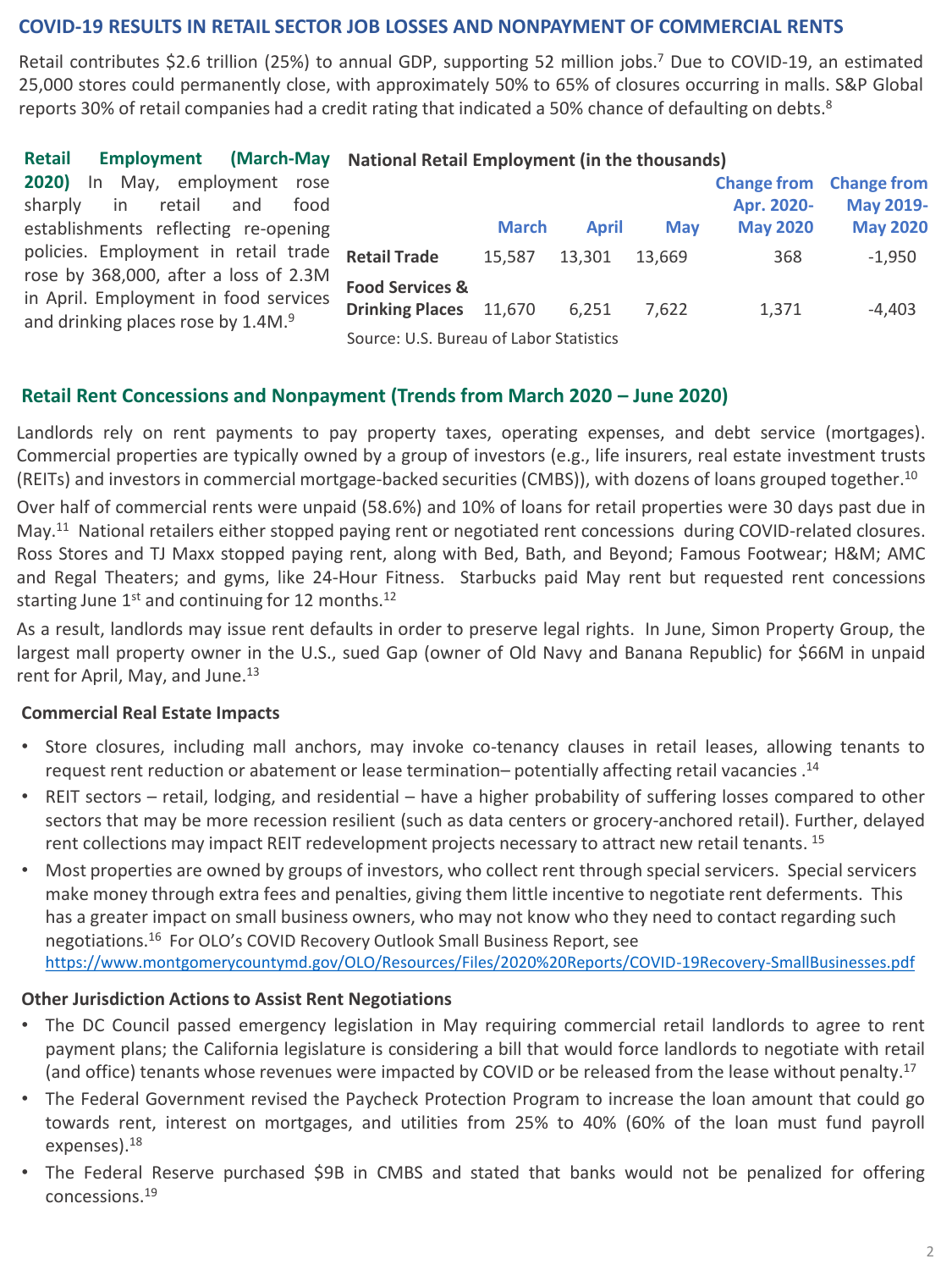## COVID-19 RESULTS IN RETAIL SECTOR JOB LOSSES AND NONPAYMENT OF COMMERCIAL RENTS

Retail contributes $2.6 trillion (25%) to annual GDP, supporting 52 million jobs.[7] Due to COVID-19, an estimated 25,000 stores could permanently close, with approximately 50% to 65% of closures occurring in malls. S&P Global reports 30% of retail companies had a credit rating that indicated a 50% chance of defaulting on debts.[8]

**Retail Employment (March-May 2020)** In May, employment rose sharply in retail and food establishments reflecting re-opening policies. Employment in retail trade rose by 368,000, after a loss of 2.3M in April. Employment in food services and drinking places rose by 1.4M.[9]

**National Retail Employment (in the thousands)**

| | March | April | May | Change from Apr. 2020-May 2020 | Change from May 2019-May 2020 |
|---|---|---|---|---|---|
| **Retail Trade** | 15,587 | 13,301 | 13,669 | 368 | -1,950 |
| **Food Services & Drinking Places** | 11,670 | 6,251 | 7,622 | 1,371 | -4,403 |

Source: U.S. Bureau of Labor Statistics

### Retail Rent Concessions and Nonpayment (Trends from March 2020 – June 2020)

Landlords rely on rent payments to pay property taxes, operating expenses, and debt service (mortgages). Commercial properties are typically owned by a group of investors (e.g., life insurers, real estate investment trusts (REITs) and investors in commercial mortgage-backed securities (CMBS)), with dozens of loans grouped together.[10]

Over half of commercial rents were unpaid (58.6%) and 10% of loans for retail properties were 30 days past due in May.[11] National retailers either stopped paying rent or negotiated rent concessions during COVID-related closures. Ross Stores and TJ Maxx stopped paying rent, along with Bed, Bath, and Beyond; Famous Footwear; H&M; AMC and Regal Theaters; and gyms, like 24-Hour Fitness. Starbucks paid May rent but requested rent concessions starting June 1st and continuing for 12 months.[12]

As a result, landlords may issue rent defaults in order to preserve legal rights. In June, Simon Property Group, the largest mall property owner in the U.S., sued Gap (owner of Old Navy and Banana Republic) for $66M in unpaid rent for April, May, and June.[13]

**Commercial Real Estate Impacts**

- Store closures, including mall anchors, may invoke co-tenancy clauses in retail leases, allowing tenants to request rent reduction or abatement or lease termination– potentially affecting retail vacancies .[14]
- REIT sectors – retail, lodging, and residential – have a higher probability of suffering losses compared to other sectors that may be more recession resilient (such as data centers or grocery-anchored retail). Further, delayed rent collections may impact REIT redevelopment projects necessary to attract new retail tenants.[15]
- Most properties are owned by groups of investors, who collect rent through special servicers. Special servicers make money through extra fees and penalties, giving them little incentive to negotiate rent deferments. This has a greater impact on small business owners, who may not know who they need to contact regarding such negotiations.[16] For OLO's COVID Recovery Outlook Small Business Report, see https://www.montgomerycountymd.gov/OLO/Resources/Files/2020%20Reports/COVID-19Recovery-SmallBusinesses.pdf

**Other Jurisdiction Actions to Assist Rent Negotiations**

- The DC Council passed emergency legislation in May requiring commercial retail landlords to agree to rent payment plans; the California legislature is considering a bill that would force landlords to negotiate with retail (and office) tenants whose revenues were impacted by COVID or be released from the lease without penalty.[17]
- The Federal Government revised the Paycheck Protection Program to increase the loan amount that could go towards rent, interest on mortgages, and utilities from 25% to 40% (60% of the loan must fund payroll expenses).[18]
- The Federal Reserve purchased $9B in CMBS and stated that banks would not be penalized for offering concessions.[19]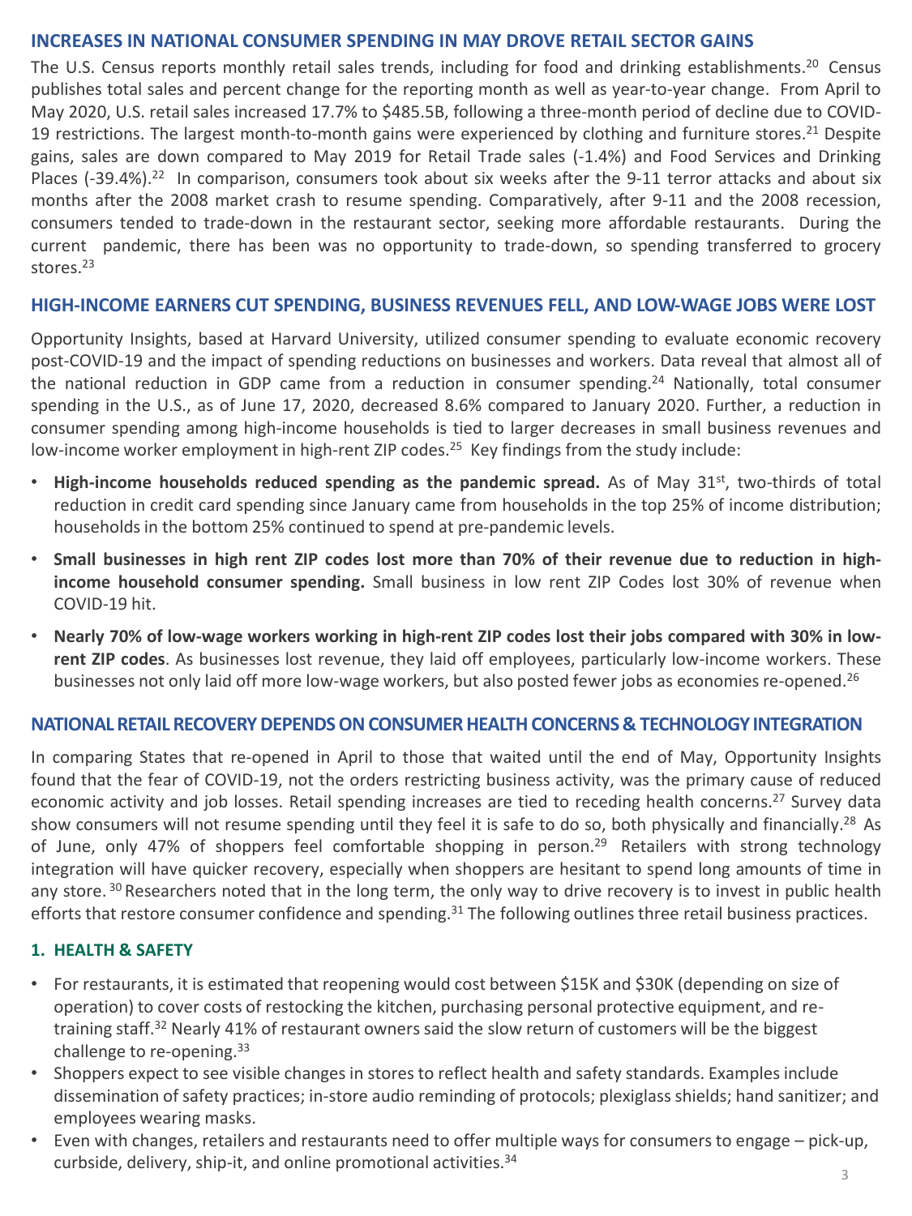## INCREASES IN NATIONAL CONSUMER SPENDING IN MAY DROVE RETAIL SECTOR GAINS

The U.S. Census reports monthly retail sales trends, including for food and drinking establishments.[20] Census publishes total sales and percent change for the reporting month as well as year-to-year change. From April to May 2020, U.S. retail sales increased 17.7% to $485.5B, following a three-month period of decline due to COVID-19 restrictions. The largest month-to-month gains were experienced by clothing and furniture stores.[21] Despite gains, sales are down compared to May 2019 for Retail Trade sales (-1.4%) and Food Services and Drinking Places (-39.4%).[22] In comparison, consumers took about six weeks after the 9-11 terror attacks and about six months after the 2008 market crash to resume spending. Comparatively, after 9-11 and the 2008 recession, consumers tended to trade-down in the restaurant sector, seeking more affordable restaurants. During the current pandemic, there has been was no opportunity to trade-down, so spending transferred to grocery stores.[23]

## HIGH-INCOME EARNERS CUT SPENDING, BUSINESS REVENUES FELL, AND LOW-WAGE JOBS WERE LOST

Opportunity Insights, based at Harvard University, utilized consumer spending to evaluate economic recovery post-COVID-19 and the impact of spending reductions on businesses and workers. Data reveal that almost all of the national reduction in GDP came from a reduction in consumer spending.[24] Nationally, total consumer spending in the U.S., as of June 17, 2020, decreased 8.6% compared to January 2020. Further, a reduction in consumer spending among high-income households is tied to larger decreases in small business revenues and low-income worker employment in high-rent ZIP codes.[25] Key findings from the study include:

- **High-income households reduced spending as the pandemic spread.** As of May 31st, two-thirds of total reduction in credit card spending since January came from households in the top 25% of income distribution; households in the bottom 25% continued to spend at pre-pandemic levels.
- **Small businesses in high rent ZIP codes lost more than 70% of their revenue due to reduction in high-income household consumer spending.** Small business in low rent ZIP Codes lost 30% of revenue when COVID-19 hit.
- **Nearly 70% of low-wage workers working in high-rent ZIP codes lost their jobs compared with 30% in low-rent ZIP codes**. As businesses lost revenue, they laid off employees, particularly low-income workers. These businesses not only laid off more low-wage workers, but also posted fewer jobs as economies re-opened.[26]

## NATIONAL RETAIL RECOVERY DEPENDS ON CONSUMER HEALTH CONCERNS & TECHNOLOGY INTEGRATION

In comparing States that re-opened in April to those that waited until the end of May, Opportunity Insights found that the fear of COVID-19, not the orders restricting business activity, was the primary cause of reduced economic activity and job losses. Retail spending increases are tied to receding health concerns.[27] Survey data show consumers will not resume spending until they feel it is safe to do so, both physically and financially.[28] As of June, only 47% of shoppers feel comfortable shopping in person.[29] Retailers with strong technology integration will have quicker recovery, especially when shoppers are hesitant to spend long amounts of time in any store.[30] Researchers noted that in the long term, the only way to drive recovery is to invest in public health efforts that restore consumer confidence and spending.[31] The following outlines three retail business practices.

### 1. HEALTH & SAFETY

- For restaurants, it is estimated that reopening would cost between $15K and $30K (depending on size of operation) to cover costs of restocking the kitchen, purchasing personal protective equipment, and re-training staff.[32] Nearly 41% of restaurant owners said the slow return of customers will be the biggest challenge to re-opening.[33]
- Shoppers expect to see visible changes in stores to reflect health and safety standards. Examples include dissemination of safety practices; in-store audio reminding of protocols; plexiglass shields; hand sanitizer; and employees wearing masks.
- Even with changes, retailers and restaurants need to offer multiple ways for consumers to engage – pick-up, curbside, delivery, ship-it, and online promotional activities.[34]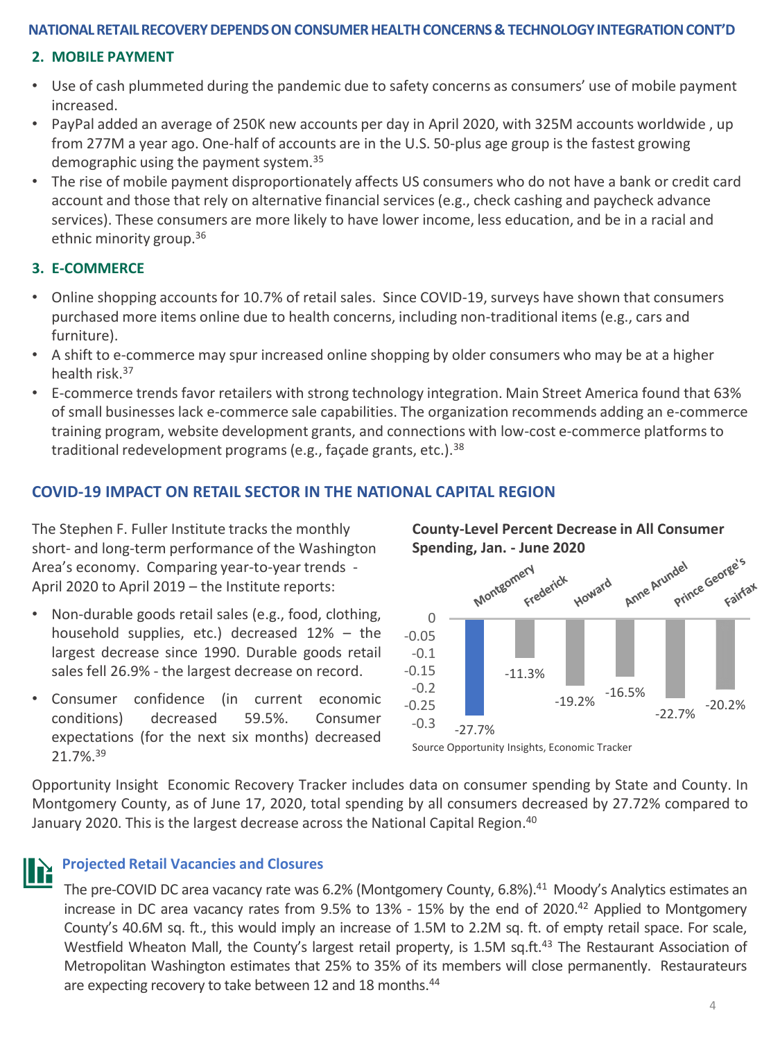## NATIONAL RETAIL RECOVERY DEPENDS ON CONSUMER HEALTH CONCERNS & TECHNOLOGY INTEGRATION CONT'D

### 2. MOBILE PAYMENT

- Use of cash plummeted during the pandemic due to safety concerns as consumers' use of mobile payment increased.
- PayPal added an average of 250K new accounts per day in April 2020, with 325M accounts worldwide , up from 277M a year ago. One-half of accounts are in the U.S. 50-plus age group is the fastest growing demographic using the payment system.[35]
- The rise of mobile payment disproportionately affects US consumers who do not have a bank or credit card account and those that rely on alternative financial services (e.g., check cashing and paycheck advance services). These consumers are more likely to have lower income, less education, and be in a racial and ethnic minority group.[36]

### 3. E-COMMERCE

- Online shopping accounts for 10.7% of retail sales. Since COVID-19, surveys have shown that consumers purchased more items online due to health concerns, including non-traditional items (e.g., cars and furniture).
- A shift to e-commerce may spur increased online shopping by older consumers who may be at a higher health risk.[37]
- E-commerce trends favor retailers with strong technology integration. Main Street America found that 63% of small businesses lack e-commerce sale capabilities. The organization recommends adding an e-commerce training program, website development grants, and connections with low-cost e-commerce platforms to traditional redevelopment programs (e.g., façade grants, etc.).[38]

## COVID-19 IMPACT ON RETAIL SECTOR IN THE NATIONAL CAPITAL REGION

The Stephen F. Fuller Institute tracks the monthly short- and long-term performance of the Washington Area's economy. Comparing year-to-year trends - April 2020 to April 2019 – the Institute reports:

- Non-durable goods retail sales (e.g., food, clothing, household supplies, etc.) decreased 12% – the largest decrease since 1990. Durable goods retail sales fell 26.9% - the largest decrease on record.
- Consumer confidence (in current economic conditions) decreased 59.5%. Consumer expectations (for the next six months) decreased 21.7%.[39]

**County-Level Percent Decrease in All Consumer Spending, Jan. - June 2020**

| County | Percent Decrease |
|---|---|
| Montgomery | -27.7% |
| Frederick | -11.3% |
| Howard | -19.2% |
| Anne Arundel | -16.5% |
| Prince George's | -22.7% |
| Fairfax | -20.2% |

Source Opportunity Insights, Economic Tracker

Opportunity Insight Economic Recovery Tracker includes data on consumer spending by State and County. In Montgomery County, as of June 17, 2020, total spending by all consumers decreased by 27.72% compared to January 2020. This is the largest decrease across the National Capital Region.[40]

### Projected Retail Vacancies and Closures

The pre-COVID DC area vacancy rate was 6.2% (Montgomery County, 6.8%).[41] Moody's Analytics estimates an increase in DC area vacancy rates from 9.5% to 13% - 15% by the end of 2020.[42] Applied to Montgomery County's 40.6M sq. ft., this would imply an increase of 1.5M to 2.2M sq. ft. of empty retail space. For scale, Westfield Wheaton Mall, the County's largest retail property, is 1.5M sq.ft.[43] The Restaurant Association of Metropolitan Washington estimates that 25% to 35% of its members will close permanently. Restaurateurs are expecting recovery to take between 12 and 18 months.[44]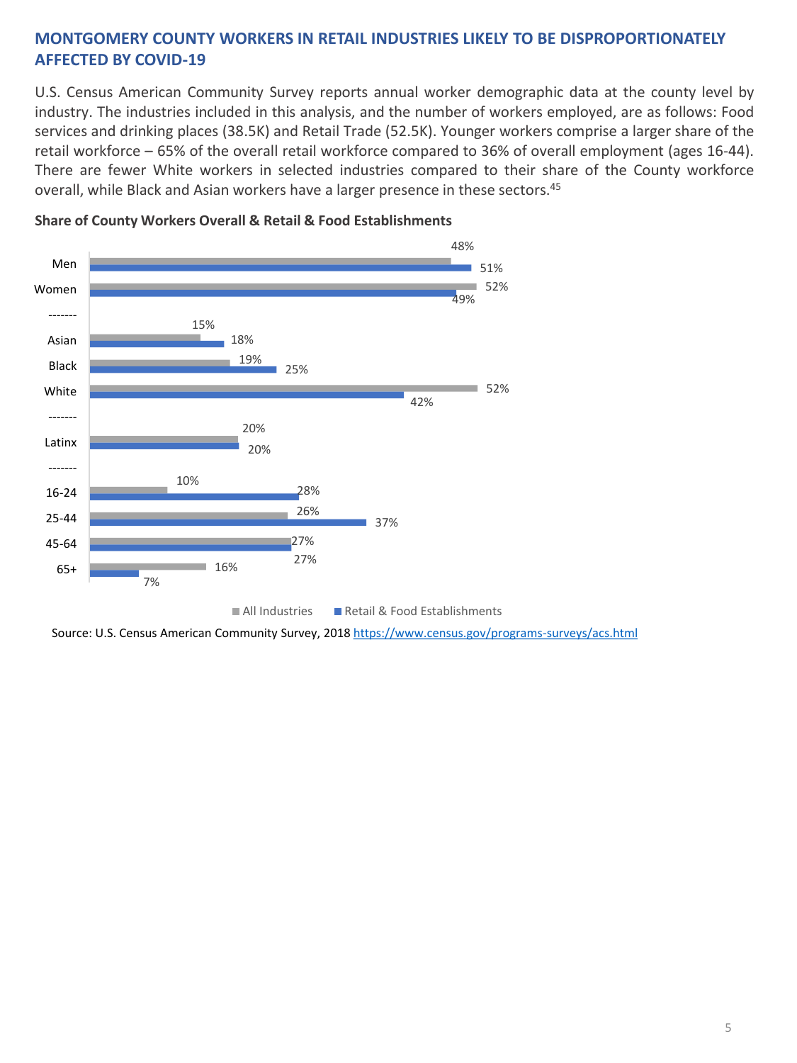## MONTGOMERY COUNTY WORKERS IN RETAIL INDUSTRIES LIKELY TO BE DISPROPORTIONATELY AFFECTED BY COVID-19

U.S. Census American Community Survey reports annual worker demographic data at the county level by industry. The industries included in this analysis, and the number of workers employed, are as follows: Food services and drinking places (38.5K) and Retail Trade (52.5K). Younger workers comprise a larger share of the retail workforce – 65% of the overall retail workforce compared to 36% of overall employment (ages 16-44). There are fewer White workers in selected industries compared to their share of the County workforce overall, while Black and Asian workers have a larger presence in these sectors.[45]

**Share of County Workers Overall & Retail & Food Establishments**

| | All Industries | Retail & Food Establishments |
|---|---|---|
| Men | 48% | 51% |
| Women | 52% | 49% |
| ------- | | |
| Asian | 15% | 18% |
| Black | 19% | 25% |
| White | 52% | 42% |
| ------- | | |
| Latinx | 20% | 20% |
| ------- | | |
| 16-24 | 10% | 28% |
| 25-44 | 26% | 37% |
| 45-64 | 27% | 27% |
| 65+ | 16% | 7% |

Source: U.S. Census American Community Survey, 2018 https://www.census.gov/programs-surveys/acs.html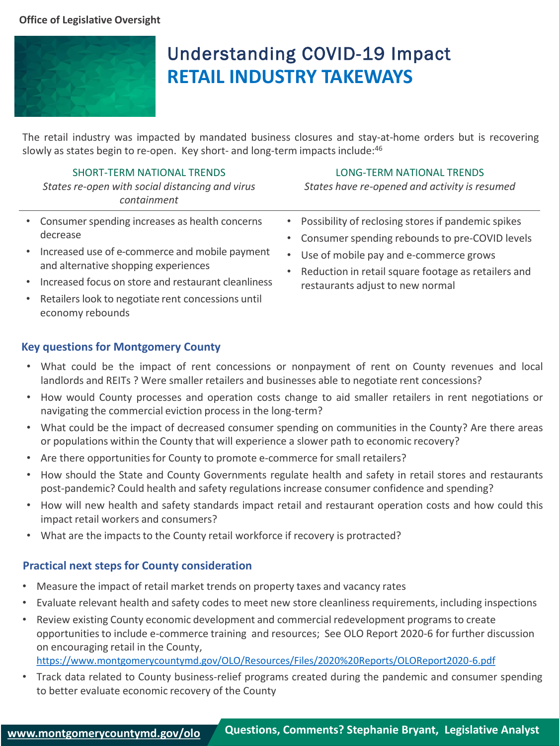# Understanding COVID-19 Impact
## RETAIL INDUSTRY TAKEWAYS

The retail industry was impacted by mandated business closures and stay-at-home orders but is recovering slowly as states begin to re-open. Key short- and long-term impacts include:[46]

### SHORT-TERM NATIONAL TRENDS

*States re-open with social distancing and virus containment*

- Consumer spending increases as health concerns decrease
- Increased use of e-commerce and mobile payment and alternative shopping experiences
- Increased focus on store and restaurant cleanliness
- Retailers look to negotiate rent concessions until economy rebounds

### LONG-TERM NATIONAL TRENDS

*States have re-opened and activity is resumed*

- Possibility of reclosing stores if pandemic spikes
- Consumer spending rebounds to pre-COVID levels
- Use of mobile pay and e-commerce grows
- Reduction in retail square footage as retailers and restaurants adjust to new normal

### Key questions for Montgomery County

- What could be the impact of rent concessions or nonpayment of rent on County revenues and local landlords and REITs ? Were smaller retailers and businesses able to negotiate rent concessions?
- How would County processes and operation costs change to aid smaller retailers in rent negotiations or navigating the commercial eviction process in the long-term?
- What could be the impact of decreased consumer spending on communities in the County? Are there areas or populations within the County that will experience a slower path to economic recovery?
- Are there opportunities for County to promote e-commerce for small retailers?
- How should the State and County Governments regulate health and safety in retail stores and restaurants post-pandemic? Could health and safety regulations increase consumer confidence and spending?
- How will new health and safety standards impact retail and restaurant operation costs and how could this impact retail workers and consumers?
- What are the impacts to the County retail workforce if recovery is protracted?

### Practical next steps for County consideration

- Measure the impact of retail market trends on property taxes and vacancy rates
- Evaluate relevant health and safety codes to meet new store cleanliness requirements, including inspections
- Review existing County economic development and commercial redevelopment programs to create opportunities to include e-commerce training and resources; See OLO Report 2020-6 for further discussion on encouraging retail in the County, https://www.montgomerycountymd.gov/OLO/Resources/Files/2020%20Reports/OLOReport2020-6.pdf
- Track data related to County business-relief programs created during the pandemic and consumer spending to better evaluate economic recovery of the County

www.montgomerycountymd.gov/olo

**Questions, Comments? Stephanie Bryant, Legislative Analyst**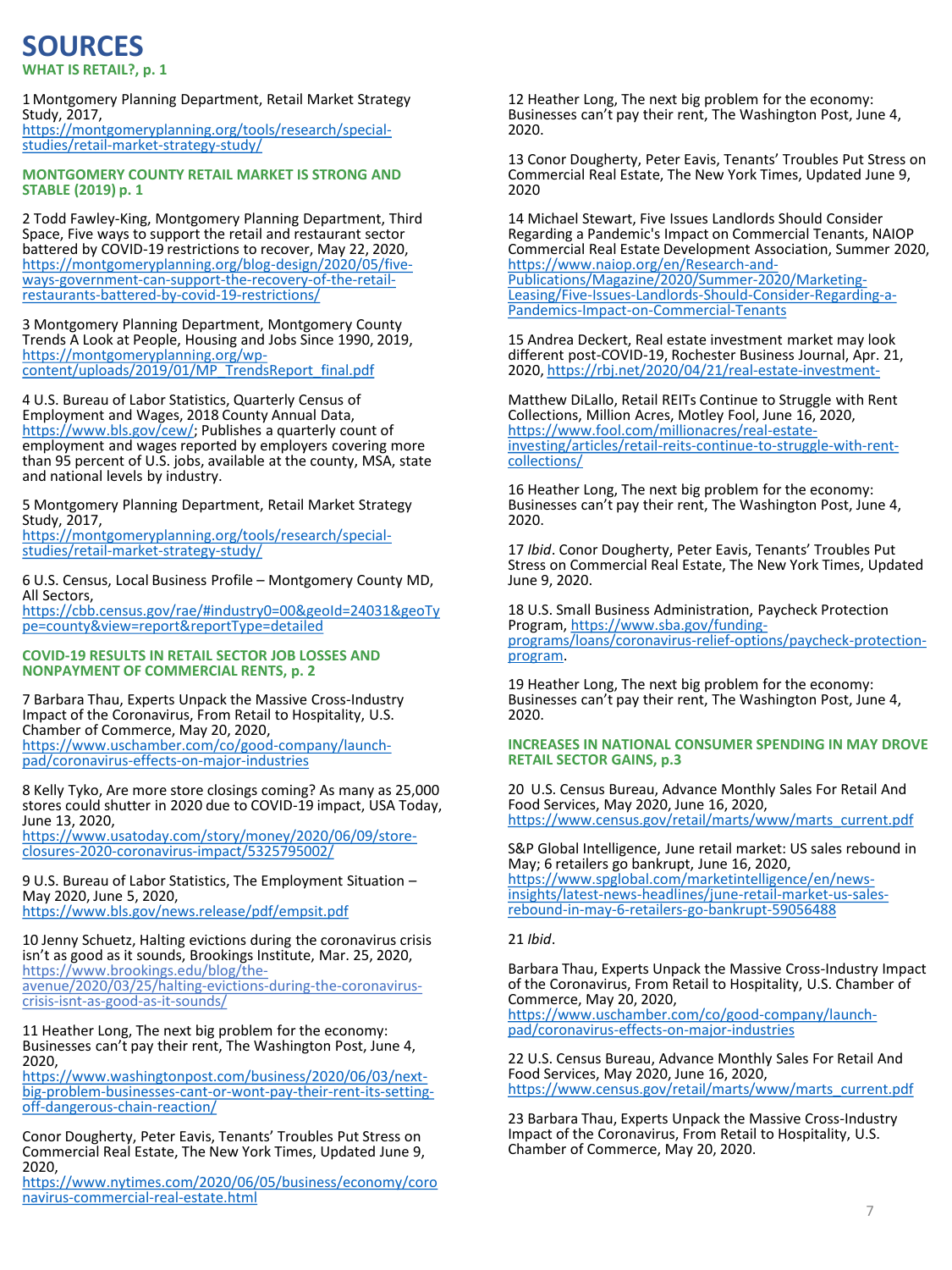# SOURCES

### WHAT IS RETAIL?, p. 1

1 Montgomery Planning Department, Retail Market Strategy Study, 2017, https://montgomeryplanning.org/tools/research/special-studies/retail-market-strategy-study/

### MONTGOMERY COUNTY RETAIL MARKET IS STRONG AND STABLE (2019) p. 1

2 Todd Fawley-King, Montgomery Planning Department, Third Space, Five ways to support the retail and restaurant sector battered by COVID-19 restrictions to recover, May 22, 2020, https://montgomeryplanning.org/blog-design/2020/05/five-ways-government-can-support-the-recovery-of-the-retail-restaurants-battered-by-covid-19-restrictions/

3 Montgomery Planning Department, Montgomery County Trends A Look at People, Housing and Jobs Since 1990, 2019, https://montgomeryplanning.org/wp-content/uploads/2019/01/MP_TrendsReport_final.pdf

4 U.S. Bureau of Labor Statistics, Quarterly Census of Employment and Wages, 2018 County Annual Data, https://www.bls.gov/cew/; Publishes a quarterly count of employment and wages reported by employers covering more than 95 percent of U.S. jobs, available at the county, MSA, state and national levels by industry.

5 Montgomery Planning Department, Retail Market Strategy Study, 2017, https://montgomeryplanning.org/tools/research/special-studies/retail-market-strategy-study/

6 U.S. Census, Local Business Profile – Montgomery County MD, All Sectors, https://cbb.census.gov/rae/#industry0=00&geoId=24031&geoType=county&view=report&reportType=detailed

### COVID-19 RESULTS IN RETAIL SECTOR JOB LOSSES AND NONPAYMENT OF COMMERCIAL RENTS, p. 2

7 Barbara Thau, Experts Unpack the Massive Cross-Industry Impact of the Coronavirus, From Retail to Hospitality, U.S. Chamber of Commerce, May 20, 2020, https://www.uschamber.com/co/good-company/launch-pad/coronavirus-effects-on-major-industries

8 Kelly Tyko, Are more store closings coming? As many as 25,000 stores could shutter in 2020 due to COVID-19 impact, USA Today, June 13, 2020, https://www.usatoday.com/story/money/2020/06/09/store-closures-2020-coronavirus-impact/5325795002/

9 U.S. Bureau of Labor Statistics, The Employment Situation – May 2020, June 5, 2020, https://www.bls.gov/news.release/pdf/empsit.pdf

10 Jenny Schuetz, Halting evictions during the coronavirus crisis isn't as good as it sounds, Brookings Institute, Mar. 25, 2020, https://www.brookings.edu/blog/the-avenue/2020/03/25/halting-evictions-during-the-coronavirus-crisis-isnt-as-good-as-it-sounds/

11 Heather Long, The next big problem for the economy: Businesses can't pay their rent, The Washington Post, June 4, 2020, https://www.washingtonpost.com/business/2020/06/03/next-big-problem-businesses-cant-or-wont-pay-their-rent-its-setting-off-dangerous-chain-reaction/

Conor Dougherty, Peter Eavis, Tenants' Troubles Put Stress on Commercial Real Estate, The New York Times, Updated June 9, 2020, https://www.nytimes.com/2020/06/05/business/economy/coronavirus-commercial-real-estate.html

12 Heather Long, The next big problem for the economy: Businesses can't pay their rent, The Washington Post, June 4, 2020.

13 Conor Dougherty, Peter Eavis, Tenants' Troubles Put Stress on Commercial Real Estate, The New York Times, Updated June 9, 2020

14 Michael Stewart, Five Issues Landlords Should Consider Regarding a Pandemic's Impact on Commercial Tenants, NAIOP Commercial Real Estate Development Association, Summer 2020, https://www.naiop.org/en/Research-and-Publications/Magazine/2020/Summer-2020/Marketing-Leasing/Five-Issues-Landlords-Should-Consider-Regarding-a-Pandemics-Impact-on-Commercial-Tenants

15 Andrea Deckert, Real estate investment market may look different post-COVID-19, Rochester Business Journal, Apr. 21, 2020, https://rbj.net/2020/04/21/real-estate-investment-

Matthew DiLallo, Retail REITs Continue to Struggle with Rent Collections, Million Acres, Motley Fool, June 16, 2020, https://www.fool.com/millionacres/real-estate-investing/articles/retail-reits-continue-to-struggle-with-rent-collections/

16 Heather Long, The next big problem for the economy: Businesses can't pay their rent, The Washington Post, June 4, 2020.

17 *Ibid*. Conor Dougherty, Peter Eavis, Tenants' Troubles Put Stress on Commercial Real Estate, The New York Times, Updated June 9, 2020.

18 U.S. Small Business Administration, Paycheck Protection Program, https://www.sba.gov/funding-programs/loans/coronavirus-relief-options/paycheck-protection-program.

19 Heather Long, The next big problem for the economy: Businesses can't pay their rent, The Washington Post, June 4, 2020.

### INCREASES IN NATIONAL CONSUMER SPENDING IN MAY DROVE RETAIL SECTOR GAINS, p.3

20 U.S. Census Bureau, Advance Monthly Sales For Retail And Food Services, May 2020, June 16, 2020, https://www.census.gov/retail/marts/www/marts_current.pdf

S&P Global Intelligence, June retail market: US sales rebound in May; 6 retailers go bankrupt, June 16, 2020, https://www.spglobal.com/marketintelligence/en/news-insights/latest-news-headlines/june-retail-market-us-sales-rebound-in-may-6-retailers-go-bankrupt-59056488

21 *Ibid*.

Barbara Thau, Experts Unpack the Massive Cross-Industry Impact of the Coronavirus, From Retail to Hospitality, U.S. Chamber of Commerce, May 20, 2020, https://www.uschamber.com/co/good-company/launch-pad/coronavirus-effects-on-major-industries

22 U.S. Census Bureau, Advance Monthly Sales For Retail And Food Services, May 2020, June 16, 2020, https://www.census.gov/retail/marts/www/marts_current.pdf

23 Barbara Thau, Experts Unpack the Massive Cross-Industry Impact of the Coronavirus, From Retail to Hospitality, U.S. Chamber of Commerce, May 20, 2020.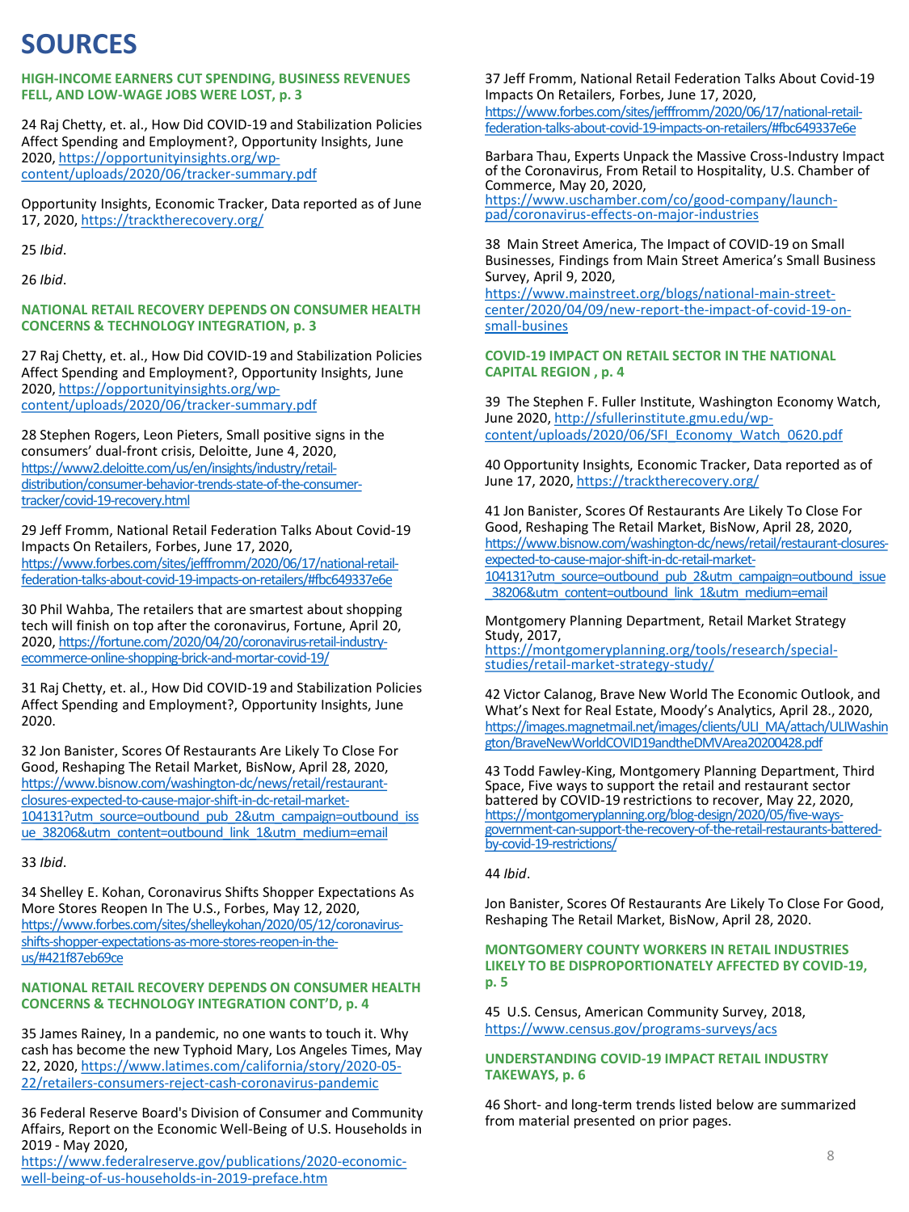# SOURCES

**HIGH-INCOME EARNERS CUT SPENDING, BUSINESS REVENUES FELL, AND LOW-WAGE JOBS WERE LOST, p. 3**

24 Raj Chetty, et. al., How Did COVID-19 and Stabilization Policies Affect Spending and Employment?, Opportunity Insights, June 2020, https://opportunityinsights.org/wp-content/uploads/2020/06/tracker-summary.pdf

Opportunity Insights, Economic Tracker, Data reported as of June 17, 2020, https://tracktherecovery.org/

25 *Ibid*.

26 *Ibid*.

**NATIONAL RETAIL RECOVERY DEPENDS ON CONSUMER HEALTH CONCERNS & TECHNOLOGY INTEGRATION, p. 3**

27 Raj Chetty, et. al., How Did COVID-19 and Stabilization Policies Affect Spending and Employment?, Opportunity Insights, June 2020, https://opportunityinsights.org/wp-content/uploads/2020/06/tracker-summary.pdf

28 Stephen Rogers, Leon Pieters, Small positive signs in the consumers' dual-front crisis, Deloitte, June 4, 2020, https://www2.deloitte.com/us/en/insights/industry/retail-distribution/consumer-behavior-trends-state-of-the-consumer-tracker/covid-19-recovery.html

29 Jeff Fromm, National Retail Federation Talks About Covid-19 Impacts On Retailers, Forbes, June 17, 2020, https://www.forbes.com/sites/jefffromm/2020/06/17/national-retail-federation-talks-about-covid-19-impacts-on-retailers/#fbc649337e6e

30 Phil Wahba, The retailers that are smartest about shopping tech will finish on top after the coronavirus, Fortune, April 20, 2020, https://fortune.com/2020/04/20/coronavirus-retail-industry-ecommerce-online-shopping-brick-and-mortar-covid-19/

31 Raj Chetty, et. al., How Did COVID-19 and Stabilization Policies Affect Spending and Employment?, Opportunity Insights, June 2020.

32 Jon Banister, Scores Of Restaurants Are Likely To Close For Good, Reshaping The Retail Market, BisNow, April 28, 2020, https://www.bisnow.com/washington-dc/news/retail/restaurant-closures-expected-to-cause-major-shift-in-dc-retail-market-104131?utm_source=outbound_pub_2&utm_campaign=outbound_issue_38206&utm_content=outbound_link_1&utm_medium=email

33 *Ibid*.

34 Shelley E. Kohan, Coronavirus Shifts Shopper Expectations As More Stores Reopen In The U.S., Forbes, May 12, 2020, https://www.forbes.com/sites/shelleykohan/2020/05/12/coronavirus-shifts-shopper-expectations-as-more-stores-reopen-in-the-us/#421f87eb69ce

**NATIONAL RETAIL RECOVERY DEPENDS ON CONSUMER HEALTH CONCERNS & TECHNOLOGY INTEGRATION CONT'D, p. 4**

35 James Rainey, In a pandemic, no one wants to touch it. Why cash has become the new Typhoid Mary, Los Angeles Times, May 22, 2020, https://www.latimes.com/california/story/2020-05-22/retailers-consumers-reject-cash-coronavirus-pandemic

36 Federal Reserve Board's Division of Consumer and Community Affairs, Report on the Economic Well-Being of U.S. Households in 2019 - May 2020, https://www.federalreserve.gov/publications/2020-economic-well-being-of-us-households-in-2019-preface.htm

37 Jeff Fromm, National Retail Federation Talks About Covid-19 Impacts On Retailers, Forbes, June 17, 2020, https://www.forbes.com/sites/jefffromm/2020/06/17/national-retail-federation-talks-about-covid-19-impacts-on-retailers/#fbc649337e6e

Barbara Thau, Experts Unpack the Massive Cross-Industry Impact of the Coronavirus, From Retail to Hospitality, U.S. Chamber of Commerce, May 20, 2020, https://www.uschamber.com/co/good-company/launch-pad/coronavirus-effects-on-major-industries

38 Main Street America, The Impact of COVID-19 on Small Businesses, Findings from Main Street America's Small Business Survey, April 9, 2020, https://www.mainstreet.org/blogs/national-main-street-center/2020/04/09/new-report-the-impact-of-covid-19-on-small-busines

**COVID-19 IMPACT ON RETAIL SECTOR IN THE NATIONAL CAPITAL REGION , p. 4**

39 The Stephen F. Fuller Institute, Washington Economy Watch, June 2020, http://sfullerinstitute.gmu.edu/wp-content/uploads/2020/06/SFI_Economy_Watch_0620.pdf

40 Opportunity Insights, Economic Tracker, Data reported as of June 17, 2020, https://tracktherecovery.org/

41 Jon Banister, Scores Of Restaurants Are Likely To Close For Good, Reshaping The Retail Market, BisNow, April 28, 2020, https://www.bisnow.com/washington-dc/news/retail/restaurant-closures-expected-to-cause-major-shift-in-dc-retail-market-104131?utm_source=outbound_pub_2&utm_campaign=outbound_issue_38206&utm_content=outbound_link_1&utm_medium=email

Montgomery Planning Department, Retail Market Strategy Study, 2017, https://montgomeryplanning.org/tools/research/special-studies/retail-market-strategy-study/

42 Victor Calanog, Brave New World The Economic Outlook, and What's Next for Real Estate, Moody's Analytics, April 28., 2020, https://images.magnetmail.net/images/clients/ULI_MA/attach/ULIWashington/BraveNewWorldCOVID19andtheDMVArea20200428.pdf

43 Todd Fawley-King, Montgomery Planning Department, Third Space, Five ways to support the retail and restaurant sector battered by COVID-19 restrictions to recover, May 22, 2020, https://montgomeryplanning.org/blog-design/2020/05/five-ways-government-can-support-the-recovery-of-the-retail-restaurants-battered-by-covid-19-restrictions/

44 *Ibid*.

Jon Banister, Scores Of Restaurants Are Likely To Close For Good, Reshaping The Retail Market, BisNow, April 28, 2020.

**MONTGOMERY COUNTY WORKERS IN RETAIL INDUSTRIES LIKELY TO BE DISPROPORTIONATELY AFFECTED BY COVID-19, p. 5**

45 U.S. Census, American Community Survey, 2018, https://www.census.gov/programs-surveys/acs

**UNDERSTANDING COVID-19 IMPACT RETAIL INDUSTRY TAKEWAYS, p. 6**

46 Short- and long-term trends listed below are summarized from material presented on prior pages.